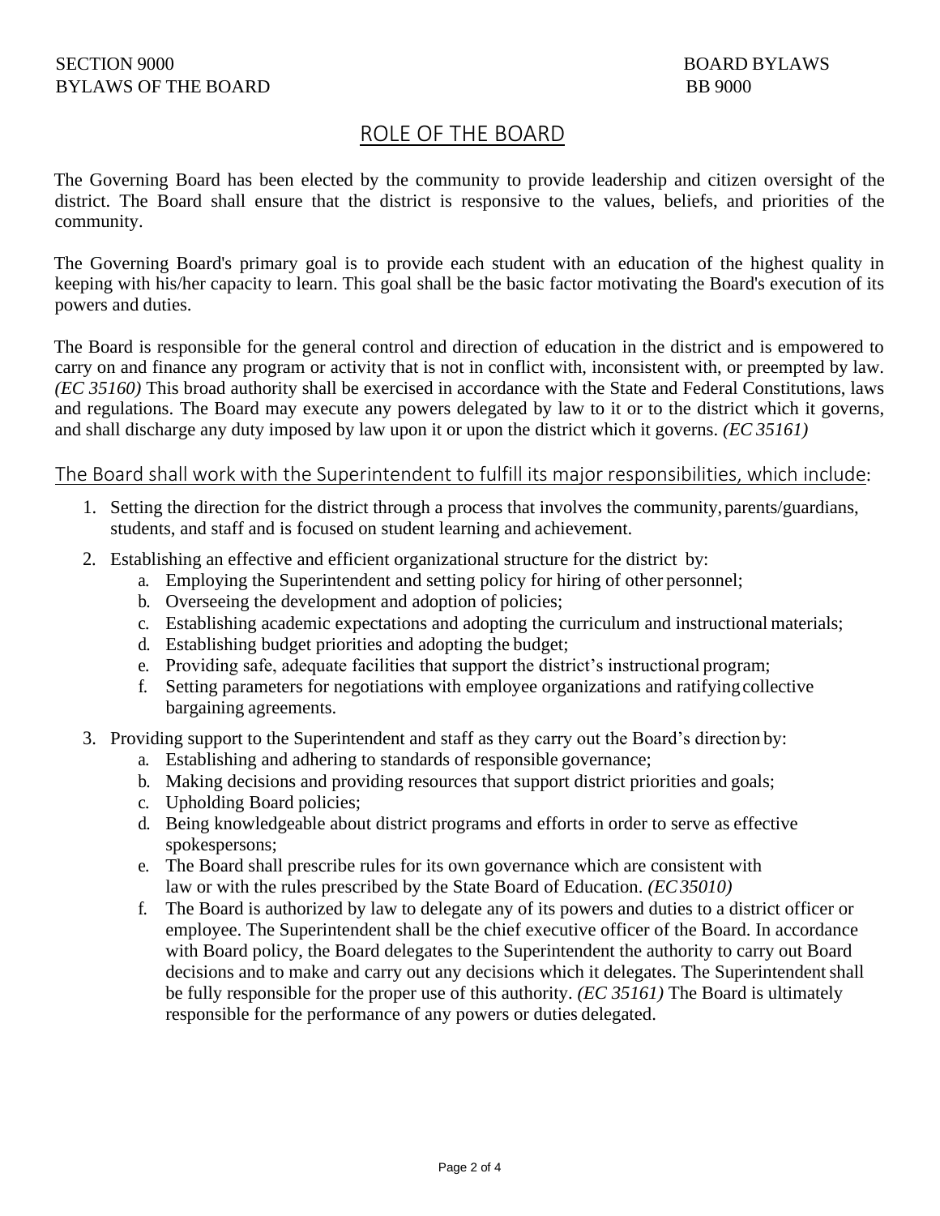SECTION 9000
BYLAWS OF THE BOARD

BOARD BYLAWS
BB 9000

# ROLE OF THE BOARD

The Governing Board has been elected by the community to provide leadership and citizen oversight of the district. The Board shall ensure that the district is responsive to the values, beliefs, and priorities of the community.

The Governing Board's primary goal is to provide each student with an education of the highest quality in keeping with his/her capacity to learn. This goal shall be the basic factor motivating the Board's execution of its powers and duties.

The Board is responsible for the general control and direction of education in the district and is empowered to carry on and finance any program or activity that is not in conflict with, inconsistent with, or preempted by law. *(EC 35160)* This broad authority shall be exercised in accordance with the State and Federal Constitutions, laws and regulations. The Board may execute any powers delegated by law to it or to the district which it governs, and shall discharge any duty imposed by law upon it or upon the district which it governs. *(EC 35161)*

## The Board shall work with the Superintendent to fulfill its major responsibilities, which include:

1. Setting the direction for the district through a process that involves the community, parents/guardians, students, and staff and is focused on student learning and achievement.
2. Establishing an effective and efficient organizational structure for the district by:
   a. Employing the Superintendent and setting policy for hiring of other personnel;
   b. Overseeing the development and adoption of policies;
   c. Establishing academic expectations and adopting the curriculum and instructional materials;
   d. Establishing budget priorities and adopting the budget;
   e. Providing safe, adequate facilities that support the district's instructional program;
   f. Setting parameters for negotiations with employee organizations and ratifying collective bargaining agreements.
3. Providing support to the Superintendent and staff as they carry out the Board's direction by:
   a. Establishing and adhering to standards of responsible governance;
   b. Making decisions and providing resources that support district priorities and goals;
   c. Upholding Board policies;
   d. Being knowledgeable about district programs and efforts in order to serve as effective spokespersons;
   e. The Board shall prescribe rules for its own governance which are consistent with law or with the rules prescribed by the State Board of Education. *(EC 35010)*
   f. The Board is authorized by law to delegate any of its powers and duties to a district officer or employee. The Superintendent shall be the chief executive officer of the Board. In accordance with Board policy, the Board delegates to the Superintendent the authority to carry out Board decisions and to make and carry out any decisions which it delegates. The Superintendent shall be fully responsible for the proper use of this authority. *(EC 35161)* The Board is ultimately responsible for the performance of any powers or duties delegated.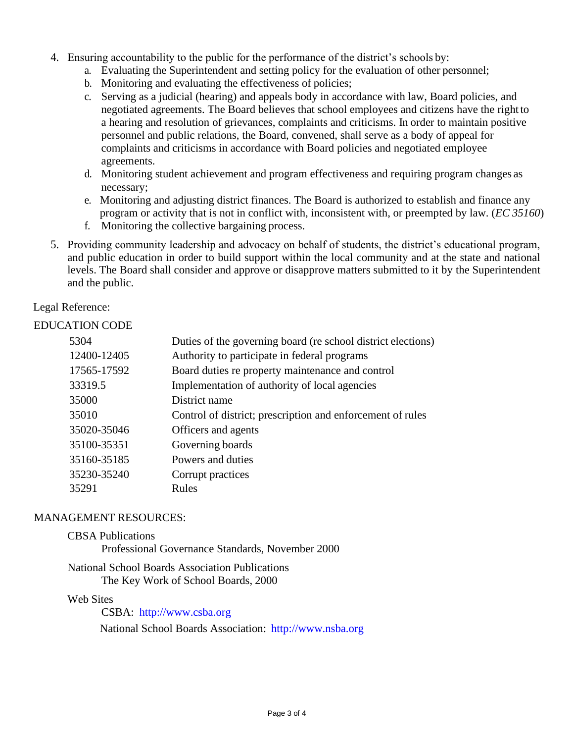4. Ensuring accountability to the public for the performance of the district's schools by:
   a. Evaluating the Superintendent and setting policy for the evaluation of other personnel;
   b. Monitoring and evaluating the effectiveness of policies;
   c. Serving as a judicial (hearing) and appeals body in accordance with law, Board policies, and negotiated agreements. The Board believes that school employees and citizens have the right to a hearing and resolution of grievances, complaints and criticisms. In order to maintain positive personnel and public relations, the Board, convened, shall serve as a body of appeal for complaints and criticisms in accordance with Board policies and negotiated employee agreements.
   d. Monitoring student achievement and program effectiveness and requiring program changes as necessary;
   e. Monitoring and adjusting district finances. The Board is authorized to establish and finance any program or activity that is not in conflict with, inconsistent with, or preempted by law. (*EC 35160*)
   f. Monitoring the collective bargaining process.

5. Providing community leadership and advocacy on behalf of students, the district's educational program, and public education in order to build support within the local community and at the state and national levels. The Board shall consider and approve or disapprove matters submitted to it by the Superintendent and the public.

Legal Reference:

EDUCATION CODE

| | |
|---|---|
| 5304 | Duties of the governing board (re school district elections) |
| 12400-12405 | Authority to participate in federal programs |
| 17565-17592 | Board duties re property maintenance and control |
| 33319.5 | Implementation of authority of local agencies |
| 35000 | District name |
| 35010 | Control of district; prescription and enforcement of rules |
| 35020-35046 | Officers and agents |
| 35100-35351 | Governing boards |
| 35160-35185 | Powers and duties |
| 35230-35240 | Corrupt practices |
| 35291 | Rules |

MANAGEMENT RESOURCES:

CBSA Publications
  Professional Governance Standards, November 2000

National School Boards Association Publications
  The Key Work of School Boards, 2000

Web Sites
  CSBA: http://www.csba.org
  National School Boards Association: http://www.nsba.org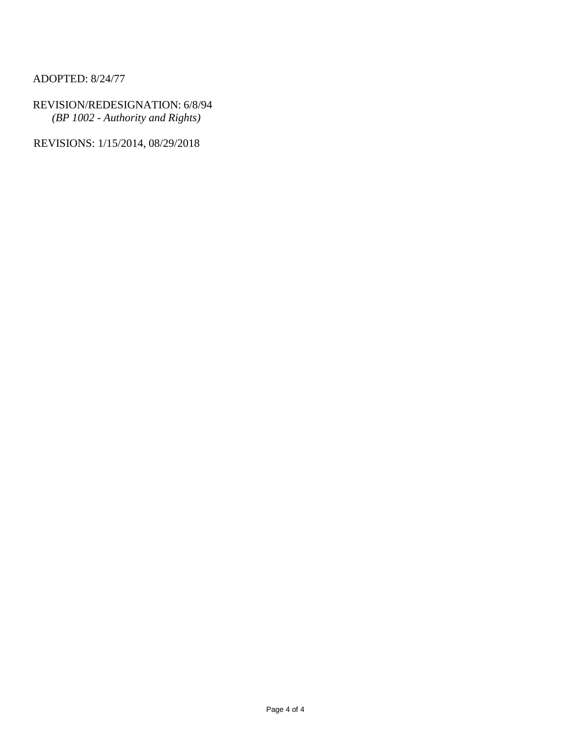ADOPTED: 8/24/77

REVISION/REDESIGNATION: 6/8/94
*(BP 1002 - Authority and Rights)*

REVISIONS: 1/15/2014, 08/29/2018